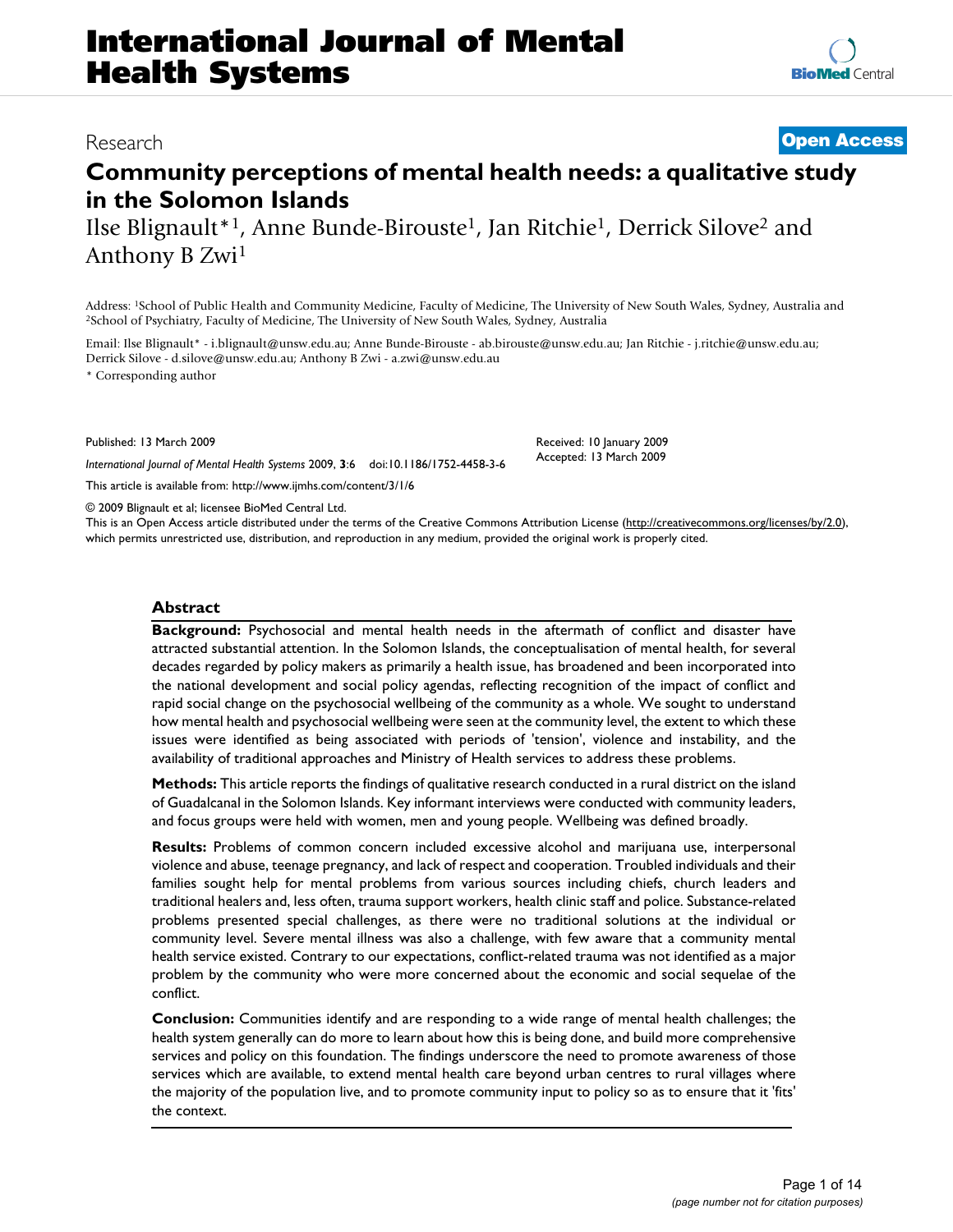Research

**Open Access**

# Community perceptions of mental health needs: a qualitative study in the Solomon Islands

Ilse Blignault*[1], Anne Bunde-Birouste[1], Jan Ritchie[1], Derrick Silove[2] and Anthony B Zwi[1]

Address: [1]School of Public Health and Community Medicine, Faculty of Medicine, The University of New South Wales, Sydney, Australia and [2]School of Psychiatry, Faculty of Medicine, The University of New South Wales, Sydney, Australia

Email: Ilse Blignault* - i.blignault@unsw.edu.au; Anne Bunde-Birouste - ab.birouste@unsw.edu.au; Jan Ritchie - j.ritchie@unsw.edu.au; Derrick Silove - d.silove@unsw.edu.au; Anthony B Zwi - a.zwi@unsw.edu.au

* Corresponding author

Published: 13 March 2009

*International Journal of Mental Health Systems* 2009, **3**:6 doi:10.1186/1752-4458-3-6

Received: 10 January 2009
Accepted: 13 March 2009

This article is available from: http://www.ijmhs.com/content/3/1/6

© 2009 Blignault et al; licensee BioMed Central Ltd.
This is an Open Access article distributed under the terms of the Creative Commons Attribution License (http://creativecommons.org/licenses/by/2.0), which permits unrestricted use, distribution, and reproduction in any medium, provided the original work is properly cited.

## Abstract

**Background:** Psychosocial and mental health needs in the aftermath of conflict and disaster have attracted substantial attention. In the Solomon Islands, the conceptualisation of mental health, for several decades regarded by policy makers as primarily a health issue, has broadened and been incorporated into the national development and social policy agendas, reflecting recognition of the impact of conflict and rapid social change on the psychosocial wellbeing of the community as a whole. We sought to understand how mental health and psychosocial wellbeing were seen at the community level, the extent to which these issues were identified as being associated with periods of 'tension', violence and instability, and the availability of traditional approaches and Ministry of Health services to address these problems.

**Methods:** This article reports the findings of qualitative research conducted in a rural district on the island of Guadalcanal in the Solomon Islands. Key informant interviews were conducted with community leaders, and focus groups were held with women, men and young people. Wellbeing was defined broadly.

**Results:** Problems of common concern included excessive alcohol and marijuana use, interpersonal violence and abuse, teenage pregnancy, and lack of respect and cooperation. Troubled individuals and their families sought help for mental problems from various sources including chiefs, church leaders and traditional healers and, less often, trauma support workers, health clinic staff and police. Substance-related problems presented special challenges, as there were no traditional solutions at the individual or community level. Severe mental illness was also a challenge, with few aware that a community mental health service existed. Contrary to our expectations, conflict-related trauma was not identified as a major problem by the community who were more concerned about the economic and social sequelae of the conflict.

**Conclusion:** Communities identify and are responding to a wide range of mental health challenges; the health system generally can do more to learn about how this is being done, and build more comprehensive services and policy on this foundation. The findings underscore the need to promote awareness of those services which are available, to extend mental health care beyond urban centres to rural villages where the majority of the population live, and to promote community input to policy so as to ensure that it 'fits' the context.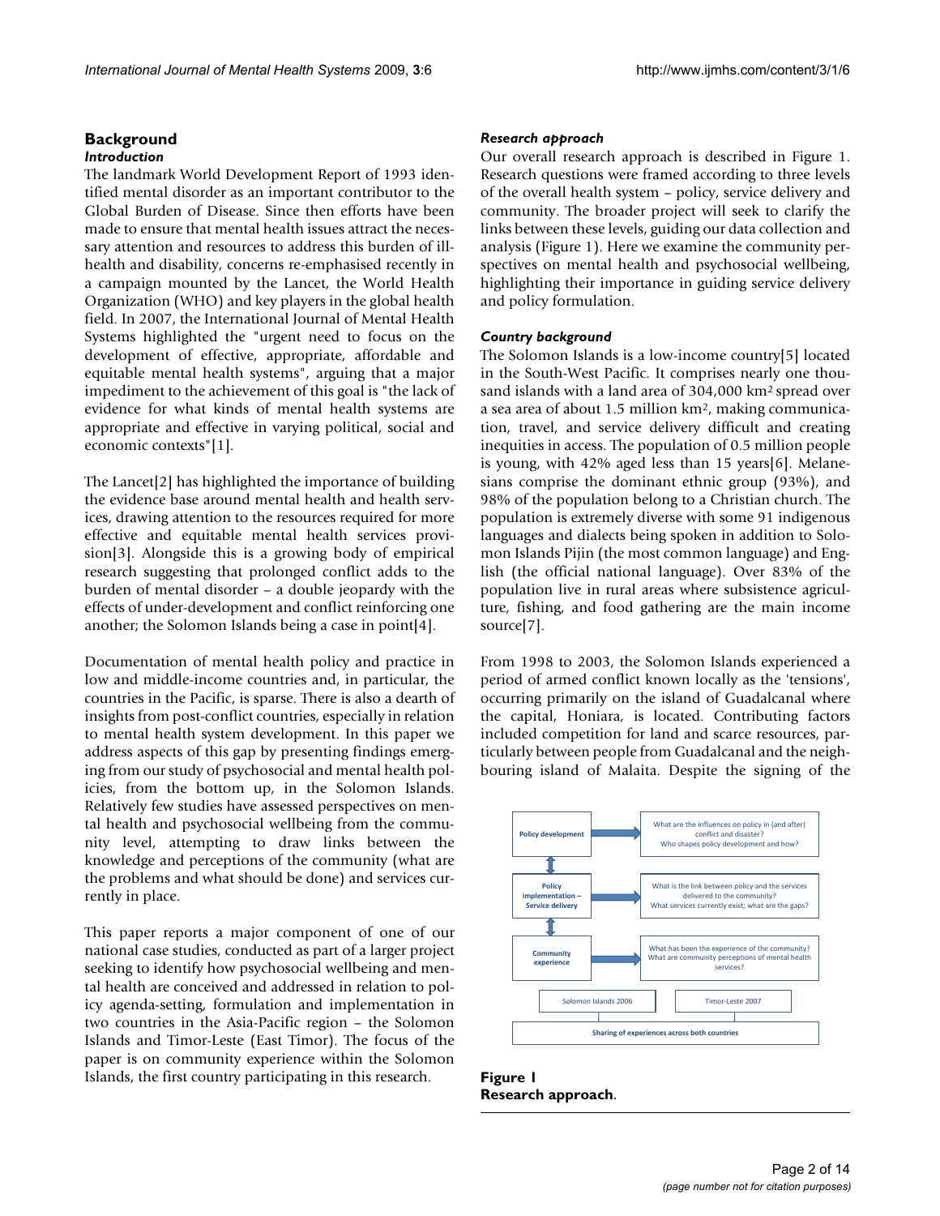## Background

### *Introduction*

The landmark World Development Report of 1993 identified mental disorder as an important contributor to the Global Burden of Disease. Since then efforts have been made to ensure that mental health issues attract the necessary attention and resources to address this burden of ill-health and disability, concerns re-emphasised recently in a campaign mounted by the Lancet, the World Health Organization (WHO) and key players in the global health field. In 2007, the International Journal of Mental Health Systems highlighted the "urgent need to focus on the development of effective, appropriate, affordable and equitable mental health systems", arguing that a major impediment to the achievement of this goal is "the lack of evidence for what kinds of mental health systems are appropriate and effective in varying political, social and economic contexts"[1].

The Lancet[2] has highlighted the importance of building the evidence base around mental health and health services, drawing attention to the resources required for more effective and equitable mental health services provision[3]. Alongside this is a growing body of empirical research suggesting that prolonged conflict adds to the burden of mental disorder – a double jeopardy with the effects of under-development and conflict reinforcing one another; the Solomon Islands being a case in point[4].

Documentation of mental health policy and practice in low and middle-income countries and, in particular, the countries in the Pacific, is sparse. There is also a dearth of insights from post-conflict countries, especially in relation to mental health system development. In this paper we address aspects of this gap by presenting findings emerging from our study of psychosocial and mental health policies, from the bottom up, in the Solomon Islands. Relatively few studies have assessed perspectives on mental health and psychosocial wellbeing from the community level, attempting to draw links between the knowledge and perceptions of the community (what are the problems and what should be done) and services currently in place.

This paper reports a major component of one of our national case studies, conducted as part of a larger project seeking to identify how psychosocial wellbeing and mental health are conceived and addressed in relation to policy agenda-setting, formulation and implementation in two countries in the Asia-Pacific region – the Solomon Islands and Timor-Leste (East Timor). The focus of the paper is on community experience within the Solomon Islands, the first country participating in this research.

### *Research approach*

Our overall research approach is described in Figure 1. Research questions were framed according to three levels of the overall health system – policy, service delivery and community. The broader project will seek to clarify the links between these levels, guiding our data collection and analysis (Figure 1). Here we examine the community perspectives on mental health and psychosocial wellbeing, highlighting their importance in guiding service delivery and policy formulation.

### *Country background*

The Solomon Islands is a low-income country[5] located in the South-West Pacific. It comprises nearly one thousand islands with a land area of 304,000 km² spread over a sea area of about 1.5 million km², making communication, travel, and service delivery difficult and creating inequities in access. The population of 0.5 million people is young, with 42% aged less than 15 years[6]. Melanesians comprise the dominant ethnic group (93%), and 98% of the population belong to a Christian church. The population is extremely diverse with some 91 indigenous languages and dialects being spoken in addition to Solomon Islands Pijin (the most common language) and English (the official national language). Over 83% of the population live in rural areas where subsistence agriculture, fishing, and food gathering are the main income source[7].

From 1998 to 2003, the Solomon Islands experienced a period of armed conflict known locally as the 'tensions', occurring primarily on the island of Guadalcanal where the capital, Honiara, is located. Contributing factors included competition for land and scarce resources, particularly between people from Guadalcanal and the neighbouring island of Malaita. Despite the signing of the

Policy development

What are the influences on policy in (and after) conflict and disaster?
Who shapes policy development and how?

Policy implementation – Service delivery

What is the link between policy and the services delivered to the community?
What services currently exist; what are the gaps?

Community experience

What has been the experience of the community?
What are community perceptions of mental health services?

Solomon Islands 2006

Timor-Leste 2007

Sharing of experiences across both countries

**Figure 1**
**Research approach.**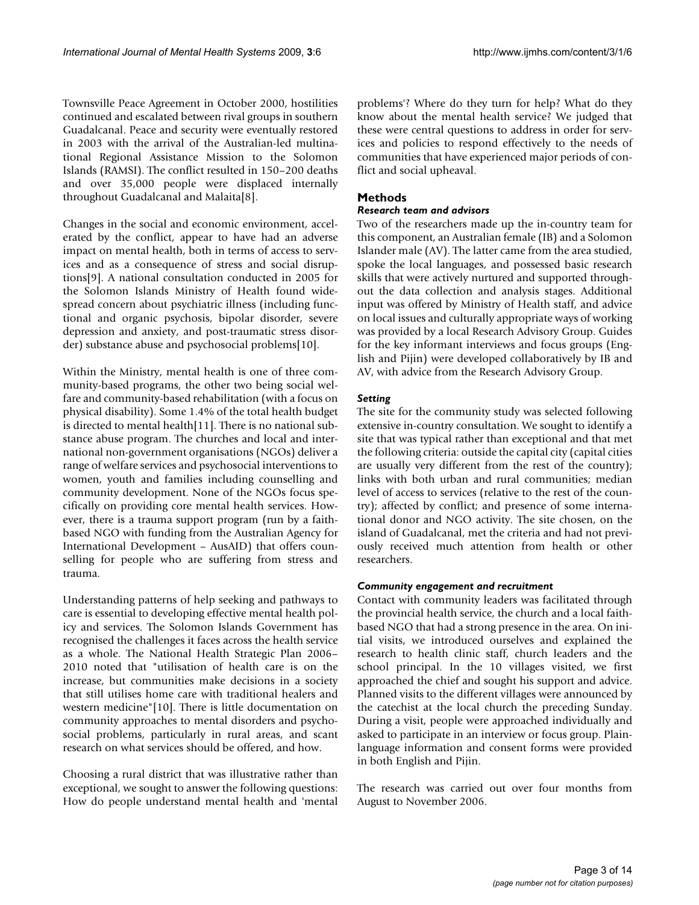Townsville Peace Agreement in October 2000, hostilities continued and escalated between rival groups in southern Guadalcanal. Peace and security were eventually restored in 2003 with the arrival of the Australian-led multinational Regional Assistance Mission to the Solomon Islands (RAMSI). The conflict resulted in 150–200 deaths and over 35,000 people were displaced internally throughout Guadalcanal and Malaita[8].

Changes in the social and economic environment, accelerated by the conflict, appear to have had an adverse impact on mental health, both in terms of access to services and as a consequence of stress and social disruptions[9]. A national consultation conducted in 2005 for the Solomon Islands Ministry of Health found widespread concern about psychiatric illness (including functional and organic psychosis, bipolar disorder, severe depression and anxiety, and post-traumatic stress disorder) substance abuse and psychosocial problems[10].

Within the Ministry, mental health is one of three community-based programs, the other two being social welfare and community-based rehabilitation (with a focus on physical disability). Some 1.4% of the total health budget is directed to mental health[11]. There is no national substance abuse program. The churches and local and international non-government organisations (NGOs) deliver a range of welfare services and psychosocial interventions to women, youth and families including counselling and community development. None of the NGOs focus specifically on providing core mental health services. However, there is a trauma support program (run by a faith-based NGO with funding from the Australian Agency for International Development – AusAID) that offers counselling for people who are suffering from stress and trauma.

Understanding patterns of help seeking and pathways to care is essential to developing effective mental health policy and services. The Solomon Islands Government has recognised the challenges it faces across the health service as a whole. The National Health Strategic Plan 2006–2010 noted that "utilisation of health care is on the increase, but communities make decisions in a society that still utilises home care with traditional healers and western medicine"[10]. There is little documentation on community approaches to mental disorders and psychosocial problems, particularly in rural areas, and scant research on what services should be offered, and how.

Choosing a rural district that was illustrative rather than exceptional, we sought to answer the following questions: How do people understand mental health and 'mental problems'? Where do they turn for help? What do they know about the mental health service? We judged that these were central questions to address in order for services and policies to respond effectively to the needs of communities that have experienced major periods of conflict and social upheaval.

## Methods

### *Research team and advisors*

Two of the researchers made up the in-country team for this component, an Australian female (IB) and a Solomon Islander male (AV). The latter came from the area studied, spoke the local languages, and possessed basic research skills that were actively nurtured and supported throughout the data collection and analysis stages. Additional input was offered by Ministry of Health staff, and advice on local issues and culturally appropriate ways of working was provided by a local Research Advisory Group. Guides for the key informant interviews and focus groups (English and Pijin) were developed collaboratively by IB and AV, with advice from the Research Advisory Group.

### *Setting*

The site for the community study was selected following extensive in-country consultation. We sought to identify a site that was typical rather than exceptional and that met the following criteria: outside the capital city (capital cities are usually very different from the rest of the country); links with both urban and rural communities; median level of access to services (relative to the rest of the country); affected by conflict; and presence of some international donor and NGO activity. The site chosen, on the island of Guadalcanal, met the criteria and had not previously received much attention from health or other researchers.

### *Community engagement and recruitment*

Contact with community leaders was facilitated through the provincial health service, the church and a local faith-based NGO that had a strong presence in the area. On initial visits, we introduced ourselves and explained the research to health clinic staff, church leaders and the school principal. In the 10 villages visited, we first approached the chief and sought his support and advice. Planned visits to the different villages were announced by the catechist at the local church the preceding Sunday. During a visit, people were approached individually and asked to participate in an interview or focus group. Plain-language information and consent forms were provided in both English and Pijin.

The research was carried out over four months from August to November 2006.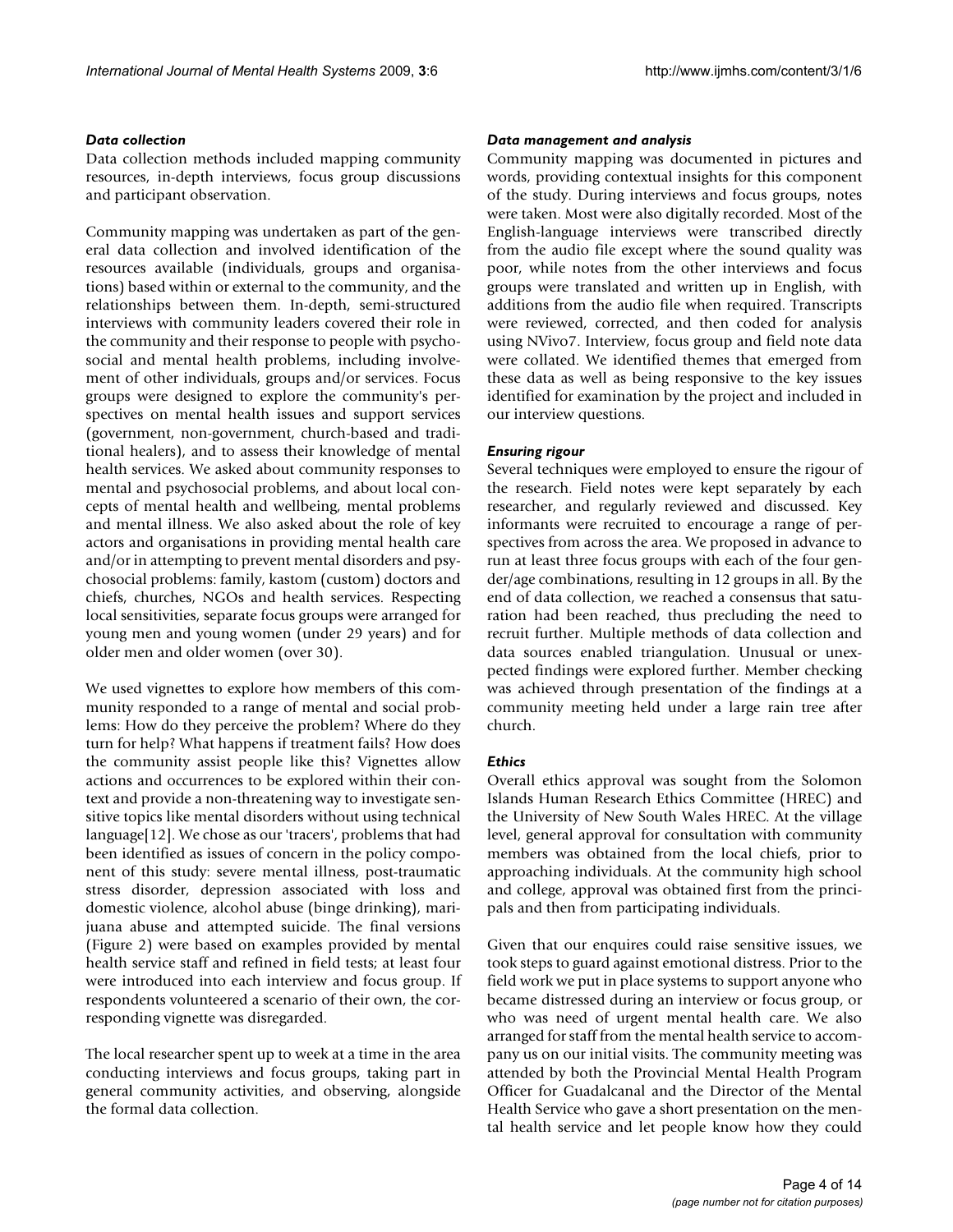### *Data collection*

Data collection methods included mapping community resources, in-depth interviews, focus group discussions and participant observation.

Community mapping was undertaken as part of the general data collection and involved identification of the resources available (individuals, groups and organisations) based within or external to the community, and the relationships between them. In-depth, semi-structured interviews with community leaders covered their role in the community and their response to people with psychosocial and mental health problems, including involvement of other individuals, groups and/or services. Focus groups were designed to explore the community's perspectives on mental health issues and support services (government, non-government, church-based and traditional healers), and to assess their knowledge of mental health services. We asked about community responses to mental and psychosocial problems, and about local concepts of mental health and wellbeing, mental problems and mental illness. We also asked about the role of key actors and organisations in providing mental health care and/or in attempting to prevent mental disorders and psychosocial problems: family, kastom (custom) doctors and chiefs, churches, NGOs and health services. Respecting local sensitivities, separate focus groups were arranged for young men and young women (under 29 years) and for older men and older women (over 30).

We used vignettes to explore how members of this community responded to a range of mental and social problems: How do they perceive the problem? Where do they turn for help? What happens if treatment fails? How does the community assist people like this? Vignettes allow actions and occurrences to be explored within their context and provide a non-threatening way to investigate sensitive topics like mental disorders without using technical language[12]. We chose as our 'tracers', problems that had been identified as issues of concern in the policy component of this study: severe mental illness, post-traumatic stress disorder, depression associated with loss and domestic violence, alcohol abuse (binge drinking), marijuana abuse and attempted suicide. The final versions (Figure 2) were based on examples provided by mental health service staff and refined in field tests; at least four were introduced into each interview and focus group. If respondents volunteered a scenario of their own, the corresponding vignette was disregarded.

The local researcher spent up to week at a time in the area conducting interviews and focus groups, taking part in general community activities, and observing, alongside the formal data collection.

### *Data management and analysis*

Community mapping was documented in pictures and words, providing contextual insights for this component of the study. During interviews and focus groups, notes were taken. Most were also digitally recorded. Most of the English-language interviews were transcribed directly from the audio file except where the sound quality was poor, while notes from the other interviews and focus groups were translated and written up in English, with additions from the audio file when required. Transcripts were reviewed, corrected, and then coded for analysis using NVivo7. Interview, focus group and field note data were collated. We identified themes that emerged from these data as well as being responsive to the key issues identified for examination by the project and included in our interview questions.

### *Ensuring rigour*

Several techniques were employed to ensure the rigour of the research. Field notes were kept separately by each researcher, and regularly reviewed and discussed. Key informants were recruited to encourage a range of perspectives from across the area. We proposed in advance to run at least three focus groups with each of the four gender/age combinations, resulting in 12 groups in all. By the end of data collection, we reached a consensus that saturation had been reached, thus precluding the need to recruit further. Multiple methods of data collection and data sources enabled triangulation. Unusual or unexpected findings were explored further. Member checking was achieved through presentation of the findings at a community meeting held under a large rain tree after church.

### *Ethics*

Overall ethics approval was sought from the Solomon Islands Human Research Ethics Committee (HREC) and the University of New South Wales HREC. At the village level, general approval for consultation with community members was obtained from the local chiefs, prior to approaching individuals. At the community high school and college, approval was obtained first from the principals and then from participating individuals.

Given that our enquires could raise sensitive issues, we took steps to guard against emotional distress. Prior to the field work we put in place systems to support anyone who became distressed during an interview or focus group, or who was need of urgent mental health care. We also arranged for staff from the mental health service to accompany us on our initial visits. The community meeting was attended by both the Provincial Mental Health Program Officer for Guadalcanal and the Director of the Mental Health Service who gave a short presentation on the mental health service and let people know how they could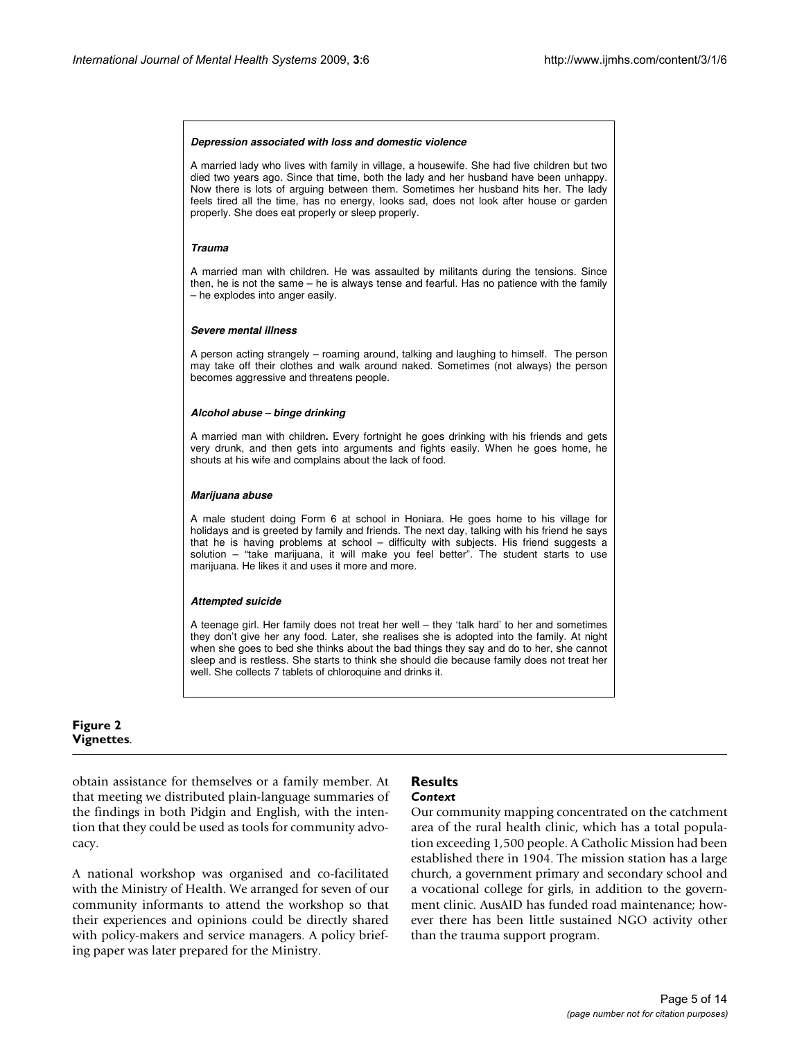**_Depression associated with loss and domestic violence_**

A married lady who lives with family in village, a housewife. She had five children but two died two years ago. Since that time, both the lady and her husband have been unhappy. Now there is lots of arguing between them. Sometimes her husband hits her. The lady feels tired all the time, has no energy, looks sad, does not look after house or garden properly. She does eat properly or sleep properly.

**_Trauma_**

A married man with children. He was assaulted by militants during the tensions. Since then, he is not the same – he is always tense and fearful. Has no patience with the family – he explodes into anger easily.

**_Severe mental illness_**

A person acting strangely – roaming around, talking and laughing to himself. The person may take off their clothes and walk around naked. Sometimes (not always) the person becomes aggressive and threatens people.

**_Alcohol abuse – binge drinking_**

A married man with children**.** Every fortnight he goes drinking with his friends and gets very drunk, and then gets into arguments and fights easily. When he goes home, he shouts at his wife and complains about the lack of food.

**_Marijuana abuse_**

A male student doing Form 6 at school in Honiara. He goes home to his village for holidays and is greeted by family and friends. The next day, talking with his friend he says that he is having problems at school – difficulty with subjects. His friend suggests a solution – "take marijuana, it will make you feel better". The student starts to use marijuana. He likes it and uses it more and more.

**_Attempted suicide_**

A teenage girl. Her family does not treat her well – they 'talk hard' to her and sometimes they don't give her any food. Later, she realises she is adopted into the family. At night when she goes to bed she thinks about the bad things they say and do to her, she cannot sleep and is restless. She starts to think she should die because family does not treat her well. She collects 7 tablets of chloroquine and drinks it.

**Figure 2**
**Vignettes**.

obtain assistance for themselves or a family member. At that meeting we distributed plain-language summaries of the findings in both Pidgin and English, with the intention that they could be used as tools for community advocacy.

A national workshop was organised and co-facilitated with the Ministry of Health. We arranged for seven of our community informants to attend the workshop so that their experiences and opinions could be directly shared with policy-makers and service managers. A policy briefing paper was later prepared for the Ministry.

## Results

### *Context*

Our community mapping concentrated on the catchment area of the rural health clinic, which has a total population exceeding 1,500 people. A Catholic Mission had been established there in 1904. The mission station has a large church, a government primary and secondary school and a vocational college for girls, in addition to the government clinic. AusAID has funded road maintenance; however there has been little sustained NGO activity other than the trauma support program.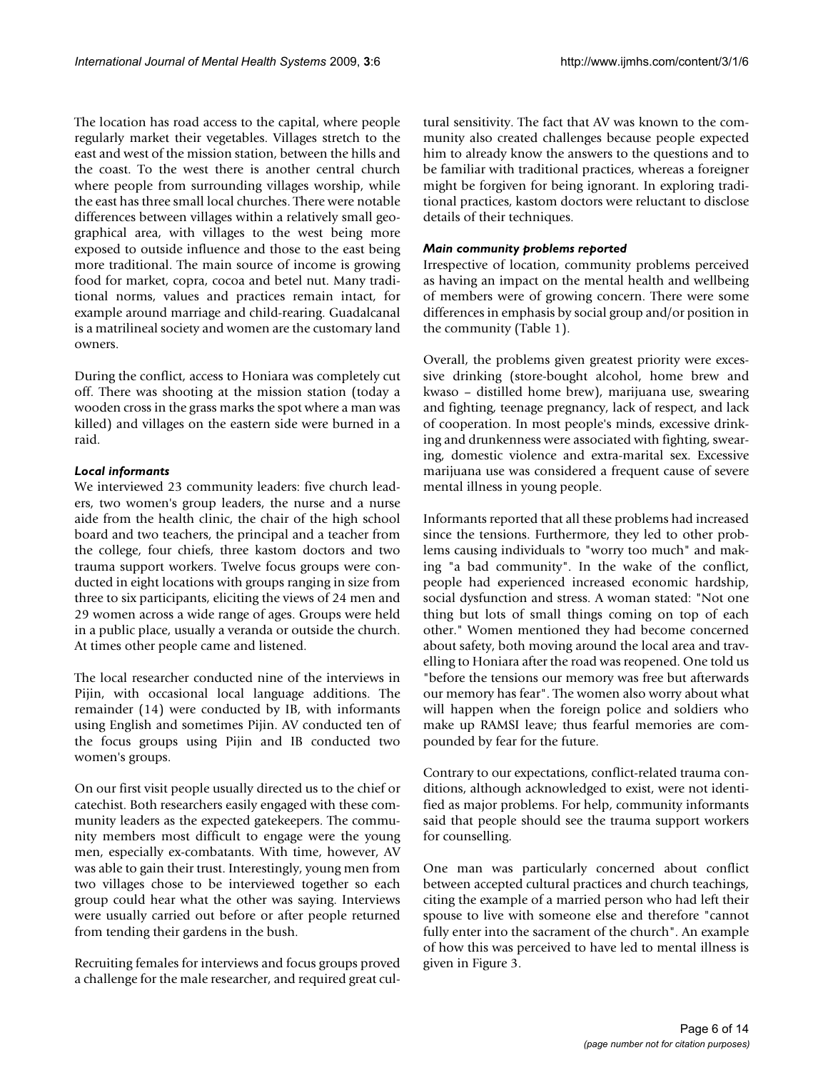The location has road access to the capital, where people regularly market their vegetables. Villages stretch to the east and west of the mission station, between the hills and the coast. To the west there is another central church where people from surrounding villages worship, while the east has three small local churches. There were notable differences between villages within a relatively small geographical area, with villages to the west being more exposed to outside influence and those to the east being more traditional. The main source of income is growing food for market, copra, cocoa and betel nut. Many traditional norms, values and practices remain intact, for example around marriage and child-rearing. Guadalcanal is a matrilineal society and women are the customary land owners.

During the conflict, access to Honiara was completely cut off. There was shooting at the mission station (today a wooden cross in the grass marks the spot where a man was killed) and villages on the eastern side were burned in a raid.

#### *Local informants*

We interviewed 23 community leaders: five church leaders, two women's group leaders, the nurse and a nurse aide from the health clinic, the chair of the high school board and two teachers, the principal and a teacher from the college, four chiefs, three kastom doctors and two trauma support workers. Twelve focus groups were conducted in eight locations with groups ranging in size from three to six participants, eliciting the views of 24 men and 29 women across a wide range of ages. Groups were held in a public place, usually a veranda or outside the church. At times other people came and listened.

The local researcher conducted nine of the interviews in Pijin, with occasional local language additions. The remainder (14) were conducted by IB, with informants using English and sometimes Pijin. AV conducted ten of the focus groups using Pijin and IB conducted two women's groups.

On our first visit people usually directed us to the chief or catechist. Both researchers easily engaged with these community leaders as the expected gatekeepers. The community members most difficult to engage were the young men, especially ex-combatants. With time, however, AV was able to gain their trust. Interestingly, young men from two villages chose to be interviewed together so each group could hear what the other was saying. Interviews were usually carried out before or after people returned from tending their gardens in the bush.

Recruiting females for interviews and focus groups proved a challenge for the male researcher, and required great cultural sensitivity. The fact that AV was known to the community also created challenges because people expected him to already know the answers to the questions and to be familiar with traditional practices, whereas a foreigner might be forgiven for being ignorant. In exploring traditional practices, kastom doctors were reluctant to disclose details of their techniques.

#### *Main community problems reported*

Irrespective of location, community problems perceived as having an impact on the mental health and wellbeing of members were of growing concern. There were some differences in emphasis by social group and/or position in the community (Table 1).

Overall, the problems given greatest priority were excessive drinking (store-bought alcohol, home brew and kwaso – distilled home brew), marijuana use, swearing and fighting, teenage pregnancy, lack of respect, and lack of cooperation. In most people's minds, excessive drinking and drunkenness were associated with fighting, swearing, domestic violence and extra-marital sex. Excessive marijuana use was considered a frequent cause of severe mental illness in young people.

Informants reported that all these problems had increased since the tensions. Furthermore, they led to other problems causing individuals to "worry too much" and making "a bad community". In the wake of the conflict, people had experienced increased economic hardship, social dysfunction and stress. A woman stated: "Not one thing but lots of small things coming on top of each other." Women mentioned they had become concerned about safety, both moving around the local area and travelling to Honiara after the road was reopened. One told us "before the tensions our memory was free but afterwards our memory has fear". The women also worry about what will happen when the foreign police and soldiers who make up RAMSI leave; thus fearful memories are compounded by fear for the future.

Contrary to our expectations, conflict-related trauma conditions, although acknowledged to exist, were not identified as major problems. For help, community informants said that people should see the trauma support workers for counselling.

One man was particularly concerned about conflict between accepted cultural practices and church teachings, citing the example of a married person who had left their spouse to live with someone else and therefore "cannot fully enter into the sacrament of the church". An example of how this was perceived to have led to mental illness is given in Figure 3.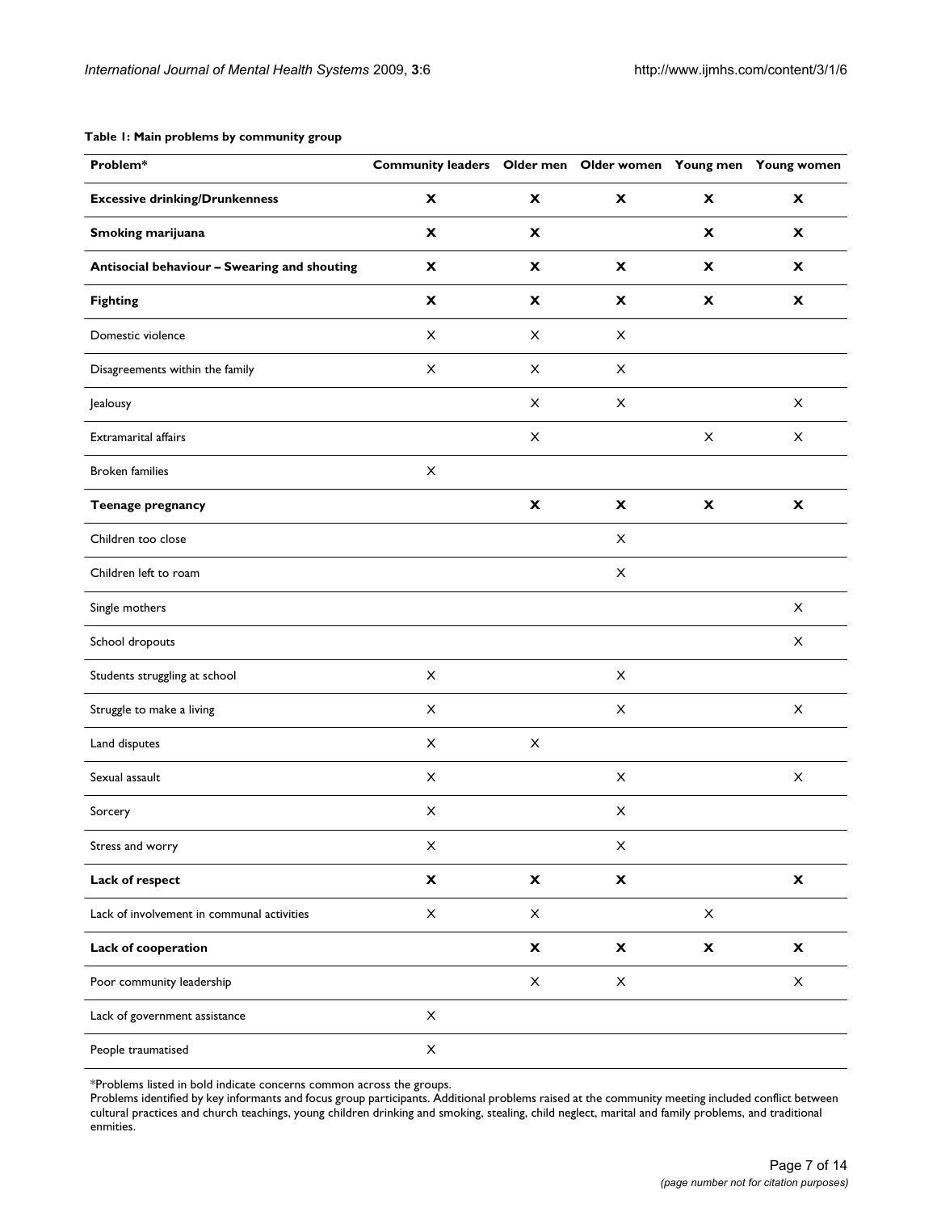**Table 1: Main problems by community group**

| Problem* | Community leaders | Older men | Older women | Young men | Young women |
|---|---|---|---|---|---|
| **Excessive drinking/Drunkenness** | **X** | **X** | **X** | **X** | **X** |
| **Smoking marijuana** | **X** | **X** | | **X** | **X** |
| **Antisocial behaviour – Swearing and shouting** | **X** | **X** | **X** | **X** | **X** |
| **Fighting** | **X** | **X** | **X** | **X** | **X** |
| Domestic violence | X | X | X | | |
| Disagreements within the family | X | X | X | | |
| Jealousy | | X | X | | X |
| Extramarital affairs | | X | | X | X |
| Broken families | X | | | | |
| **Teenage pregnancy** | | **X** | **X** | **X** | **X** |
| Children too close | | | X | | |
| Children left to roam | | | X | | |
| Single mothers | | | | | X |
| School dropouts | | | | | X |
| Students struggling at school | X | | X | | |
| Struggle to make a living | X | | X | | X |
| Land disputes | X | X | | | |
| Sexual assault | X | | X | | X |
| Sorcery | X | | X | | |
| Stress and worry | X | | X | | |
| **Lack of respect** | **X** | **X** | **X** | | **X** |
| Lack of involvement in communal activities | X | X | | X | |
| **Lack of cooperation** | | **X** | **X** | **X** | **X** |
| Poor community leadership | | X | X | | X |
| Lack of government assistance | X | | | | |
| People traumatised | X | | | | |

*Problems listed in bold indicate concerns common across the groups.
Problems identified by key informants and focus group participants. Additional problems raised at the community meeting included conflict between cultural practices and church teachings, young children drinking and smoking, stealing, child neglect, marital and family problems, and traditional enmities.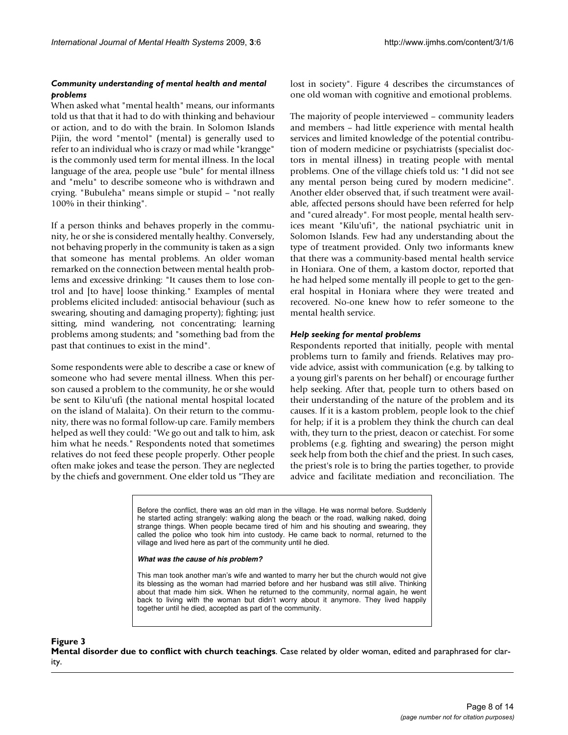### *Community understanding of mental health and mental problems*

When asked what "mental health" means, our informants told us that that it had to do with thinking and behaviour or action, and to do with the brain. In Solomon Islands Pijin, the word "mentol" (mental) is generally used to refer to an individual who is crazy or mad while "krangge" is the commonly used term for mental illness. In the local language of the area, people use "bule" for mental illness and "melu" to describe someone who is withdrawn and crying. "Bubuleha" means simple or stupid – "not really 100% in their thinking".

If a person thinks and behaves properly in the community, he or she is considered mentally healthy. Conversely, not behaving properly in the community is taken as a sign that someone has mental problems. An older woman remarked on the connection between mental health problems and excessive drinking: "It causes them to lose control and [to have] loose thinking." Examples of mental problems elicited included: antisocial behaviour (such as swearing, shouting and damaging property); fighting; just sitting, mind wandering, not concentrating; learning problems among students; and "something bad from the past that continues to exist in the mind".

Some respondents were able to describe a case or knew of someone who had severe mental illness. When this person caused a problem to the community, he or she would be sent to Kilu'ufi (the national mental hospital located on the island of Malaita). On their return to the community, there was no formal follow-up care. Family members helped as well they could: "We go out and talk to him, ask him what he needs." Respondents noted that sometimes relatives do not feed these people properly. Other people often make jokes and tease the person. They are neglected by the chiefs and government. One elder told us "They are lost in society". Figure 4 describes the circumstances of one old woman with cognitive and emotional problems.

The majority of people interviewed – community leaders and members – had little experience with mental health services and limited knowledge of the potential contribution of modern medicine or psychiatrists (specialist doctors in mental illness) in treating people with mental problems. One of the village chiefs told us: "I did not see any mental person being cured by modern medicine". Another elder observed that, if such treatment were available, affected persons should have been referred for help and "cured already". For most people, mental health services meant "Kilu'ufi", the national psychiatric unit in Solomon Islands. Few had any understanding about the type of treatment provided. Only two informants knew that there was a community-based mental health service in Honiara. One of them, a kastom doctor, reported that he had helped some mentally ill people to get to the general hospital in Honiara where they were treated and recovered. No-one knew how to refer someone to the mental health service.

### *Help seeking for mental problems*

Respondents reported that initially, people with mental problems turn to family and friends. Relatives may provide advice, assist with communication (e.g. by talking to a young girl's parents on her behalf) or encourage further help seeking. After that, people turn to others based on their understanding of the nature of the problem and its causes. If it is a kastom problem, people look to the chief for help; if it is a problem they think the church can deal with, they turn to the priest, deacon or catechist. For some problems (e.g. fighting and swearing) the person might seek help from both the chief and the priest. In such cases, the priest's role is to bring the parties together, to provide advice and facilitate mediation and reconciliation. The

> Before the conflict, there was an old man in the village. He was normal before. Suddenly he started acting strangely: walking along the beach or the road, walking naked, doing strange things. When people became tired of him and his shouting and swearing, they called the police who took him into custody. He came back to normal, returned to the village and lived here as part of the community until he died.
>
> ***What was the cause of his problem?***
>
> This man took another man's wife and wanted to marry her but the church would not give its blessing as the woman had married before and her husband was still alive. Thinking about that made him sick. When he returned to the community, normal again, he went back to living with the woman but didn't worry about it anymore. They lived happily together until he died, accepted as part of the community.

**Figure 3**
**Mental disorder due to conflict with church teachings**. Case related by older woman, edited and paraphrased for clarity.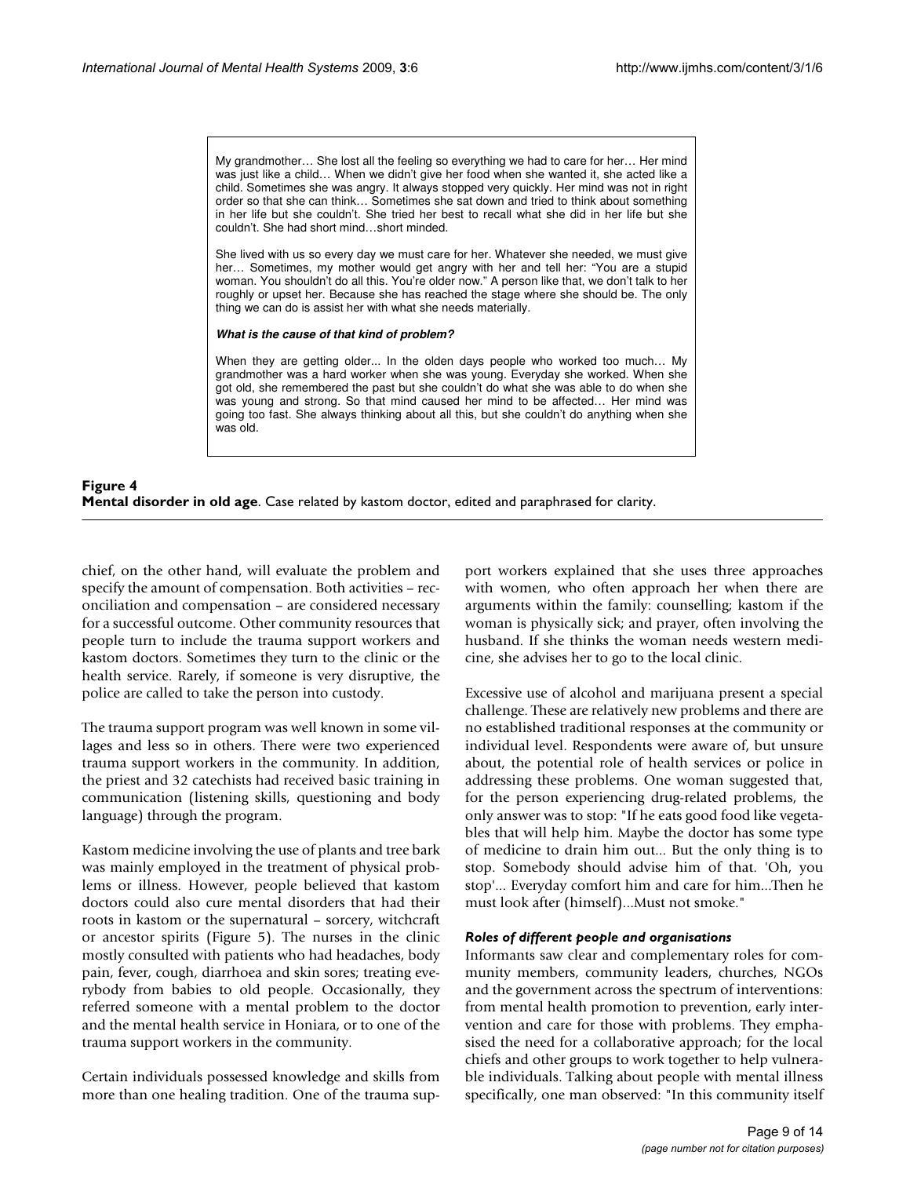My grandmother… She lost all the feeling so everything we had to care for her… Her mind was just like a child… When we didn't give her food when she wanted it, she acted like a child. Sometimes she was angry. It always stopped very quickly. Her mind was not in right order so that she can think… Sometimes she sat down and tried to think about something in her life but she couldn't. She tried her best to recall what she did in her life but she couldn't. She had short mind…short minded.

She lived with us so every day we must care for her. Whatever she needed, we must give her… Sometimes, my mother would get angry with her and tell her: "You are a stupid woman. You shouldn't do all this. You're older now." A person like that, we don't talk to her roughly or upset her. Because she has reached the stage where she should be. The only thing we can do is assist her with what she needs materially.

***What is the cause of that kind of problem?***

When they are getting older... In the olden days people who worked too much… My grandmother was a hard worker when she was young. Everyday she worked. When she got old, she remembered the past but she couldn't do what she was able to do when she was young and strong. So that mind caused her mind to be affected… Her mind was going too fast. She always thinking about all this, but she couldn't do anything when she was old.

**Figure 4**
**Mental disorder in old age**. Case related by kastom doctor, edited and paraphrased for clarity.

chief, on the other hand, will evaluate the problem and specify the amount of compensation. Both activities – reconciliation and compensation – are considered necessary for a successful outcome. Other community resources that people turn to include the trauma support workers and kastom doctors. Sometimes they turn to the clinic or the health service. Rarely, if someone is very disruptive, the police are called to take the person into custody.

The trauma support program was well known in some villages and less so in others. There were two experienced trauma support workers in the community. In addition, the priest and 32 catechists had received basic training in communication (listening skills, questioning and body language) through the program.

Kastom medicine involving the use of plants and tree bark was mainly employed in the treatment of physical problems or illness. However, people believed that kastom doctors could also cure mental disorders that had their roots in kastom or the supernatural – sorcery, witchcraft or ancestor spirits (Figure 5). The nurses in the clinic mostly consulted with patients who had headaches, body pain, fever, cough, diarrhoea and skin sores; treating everybody from babies to old people. Occasionally, they referred someone with a mental problem to the doctor and the mental health service in Honiara, or to one of the trauma support workers in the community.

Certain individuals possessed knowledge and skills from more than one healing tradition. One of the trauma support workers explained that she uses three approaches with women, who often approach her when there are arguments within the family: counselling; kastom if the woman is physically sick; and prayer, often involving the husband. If she thinks the woman needs western medicine, she advises her to go to the local clinic.

Excessive use of alcohol and marijuana present a special challenge. These are relatively new problems and there are no established traditional responses at the community or individual level. Respondents were aware of, but unsure about, the potential role of health services or police in addressing these problems. One woman suggested that, for the person experiencing drug-related problems, the only answer was to stop: "If he eats good food like vegetables that will help him. Maybe the doctor has some type of medicine to drain him out... But the only thing is to stop. Somebody should advise him of that. 'Oh, you stop'... Everyday comfort him and care for him...Then he must look after (himself)...Must not smoke."

### *Roles of different people and organisations*

Informants saw clear and complementary roles for community members, community leaders, churches, NGOs and the government across the spectrum of interventions: from mental health promotion to prevention, early intervention and care for those with problems. They emphasised the need for a collaborative approach; for the local chiefs and other groups to work together to help vulnerable individuals. Talking about people with mental illness specifically, one man observed: "In this community itself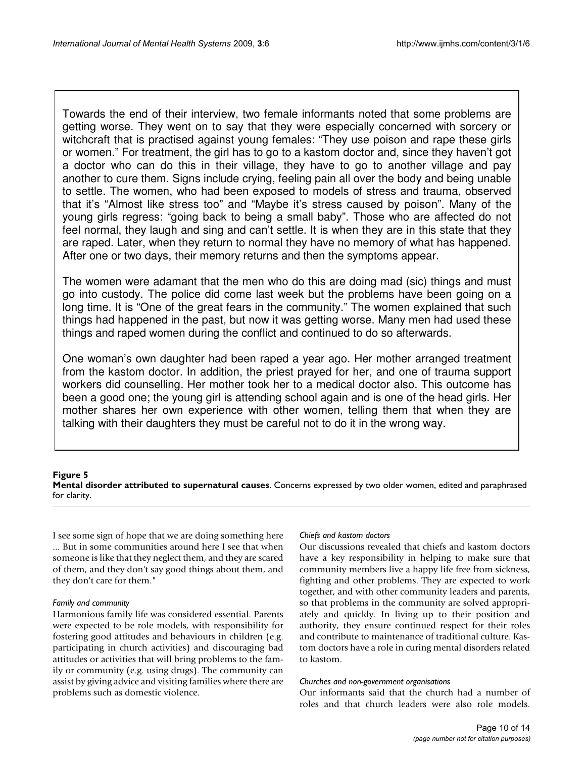Towards the end of their interview, two female informants noted that some problems are getting worse. They went on to say that they were especially concerned with sorcery or witchcraft that is practised against young females: "They use poison and rape these girls or women." For treatment, the girl has to go to a kastom doctor and, since they haven't got a doctor who can do this in their village, they have to go to another village and pay another to cure them. Signs include crying, feeling pain all over the body and being unable to settle. The women, who had been exposed to models of stress and trauma, observed that it's "Almost like stress too" and "Maybe it's stress caused by poison". Many of the young girls regress: "going back to being a small baby". Those who are affected do not feel normal, they laugh and sing and can't settle. It is when they are in this state that they are raped. Later, when they return to normal they have no memory of what has happened. After one or two days, their memory returns and then the symptoms appear.

The women were adamant that the men who do this are doing mad (sic) things and must go into custody. The police did come last week but the problems have been going on a long time. It is "One of the great fears in the community." The women explained that such things had happened in the past, but now it was getting worse. Many men had used these things and raped women during the conflict and continued to do so afterwards.

One woman's own daughter had been raped a year ago. Her mother arranged treatment from the kastom doctor. In addition, the priest prayed for her, and one of trauma support workers did counselling. Her mother took her to a medical doctor also. This outcome has been a good one; the young girl is attending school again and is one of the head girls. Her mother shares her own experience with other women, telling them that when they are talking with their daughters they must be careful not to do it in the wrong way.

**Figure 5**
**Mental disorder attributed to supernatural causes**. Concerns expressed by two older women, edited and paraphrased for clarity.

I see some sign of hope that we are doing something here ... But in some communities around here I see that when someone is like that they neglect them, and they are scared of them, and they don't say good things about them, and they don't care for them."

*Family and community*

Harmonious family life was considered essential. Parents were expected to be role models, with responsibility for fostering good attitudes and behaviours in children (e.g. participating in church activities) and discouraging bad attitudes or activities that will bring problems to the family or community (e.g. using drugs). The community can assist by giving advice and visiting families where there are problems such as domestic violence.

*Chiefs and kastom doctors*

Our discussions revealed that chiefs and kastom doctors have a key responsibility in helping to make sure that community members live a happy life free from sickness, fighting and other problems. They are expected to work together, and with other community leaders and parents, so that problems in the community are solved appropriately and quickly. In living up to their position and authority, they ensure continued respect for their roles and contribute to maintenance of traditional culture. Kastom doctors have a role in curing mental disorders related to kastom.

*Churches and non-government organisations*

Our informants said that the church had a number of roles and that church leaders were also role models.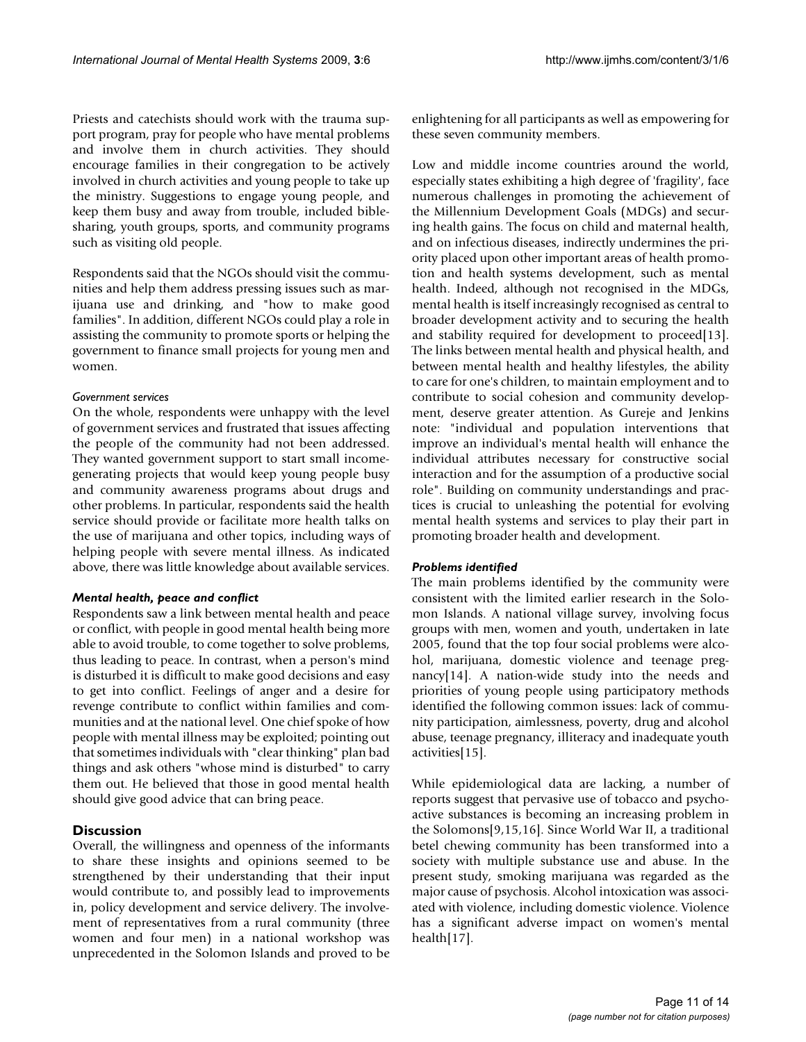Priests and catechists should work with the trauma support program, pray for people who have mental problems and involve them in church activities. They should encourage families in their congregation to be actively involved in church activities and young people to take up the ministry. Suggestions to engage young people, and keep them busy and away from trouble, included bible-sharing, youth groups, sports, and community programs such as visiting old people.

Respondents said that the NGOs should visit the communities and help them address pressing issues such as marijuana use and drinking, and "how to make good families". In addition, different NGOs could play a role in assisting the community to promote sports or helping the government to finance small projects for young men and women.

*Government services*

On the whole, respondents were unhappy with the level of government services and frustrated that issues affecting the people of the community had not been addressed. They wanted government support to start small income-generating projects that would keep young people busy and community awareness programs about drugs and other problems. In particular, respondents said the health service should provide or facilitate more health talks on the use of marijuana and other topics, including ways of helping people with severe mental illness. As indicated above, there was little knowledge about available services.

### *Mental health, peace and conflict*

Respondents saw a link between mental health and peace or conflict, with people in good mental health being more able to avoid trouble, to come together to solve problems, thus leading to peace. In contrast, when a person's mind is disturbed it is difficult to make good decisions and easy to get into conflict. Feelings of anger and a desire for revenge contribute to conflict within families and communities and at the national level. One chief spoke of how people with mental illness may be exploited; pointing out that sometimes individuals with "clear thinking" plan bad things and ask others "whose mind is disturbed" to carry them out. He believed that those in good mental health should give good advice that can bring peace.

## Discussion

Overall, the willingness and openness of the informants to share these insights and opinions seemed to be strengthened by their understanding that their input would contribute to, and possibly lead to improvements in, policy development and service delivery. The involvement of representatives from a rural community (three women and four men) in a national workshop was unprecedented in the Solomon Islands and proved to be enlightening for all participants as well as empowering for these seven community members.

Low and middle income countries around the world, especially states exhibiting a high degree of 'fragility', face numerous challenges in promoting the achievement of the Millennium Development Goals (MDGs) and securing health gains. The focus on child and maternal health, and on infectious diseases, indirectly undermines the priority placed upon other important areas of health promotion and health systems development, such as mental health. Indeed, although not recognised in the MDGs, mental health is itself increasingly recognised as central to broader development activity and to securing the health and stability required for development to proceed[13]. The links between mental health and physical health, and between mental health and healthy lifestyles, the ability to care for one's children, to maintain employment and to contribute to social cohesion and community development, deserve greater attention. As Gureje and Jenkins note: "individual and population interventions that improve an individual's mental health will enhance the individual attributes necessary for constructive social interaction and for the assumption of a productive social role". Building on community understandings and practices is crucial to unleashing the potential for evolving mental health systems and services to play their part in promoting broader health and development.

### *Problems identified*

The main problems identified by the community were consistent with the limited earlier research in the Solomon Islands. A national village survey, involving focus groups with men, women and youth, undertaken in late 2005, found that the top four social problems were alcohol, marijuana, domestic violence and teenage pregnancy[14]. A nation-wide study into the needs and priorities of young people using participatory methods identified the following common issues: lack of community participation, aimlessness, poverty, drug and alcohol abuse, teenage pregnancy, illiteracy and inadequate youth activities[15].

While epidemiological data are lacking, a number of reports suggest that pervasive use of tobacco and psychoactive substances is becoming an increasing problem in the Solomons[9,15,16]. Since World War II, a traditional betel chewing community has been transformed into a society with multiple substance use and abuse. In the present study, smoking marijuana was regarded as the major cause of psychosis. Alcohol intoxication was associated with violence, including domestic violence. Violence has a significant adverse impact on women's mental health[17].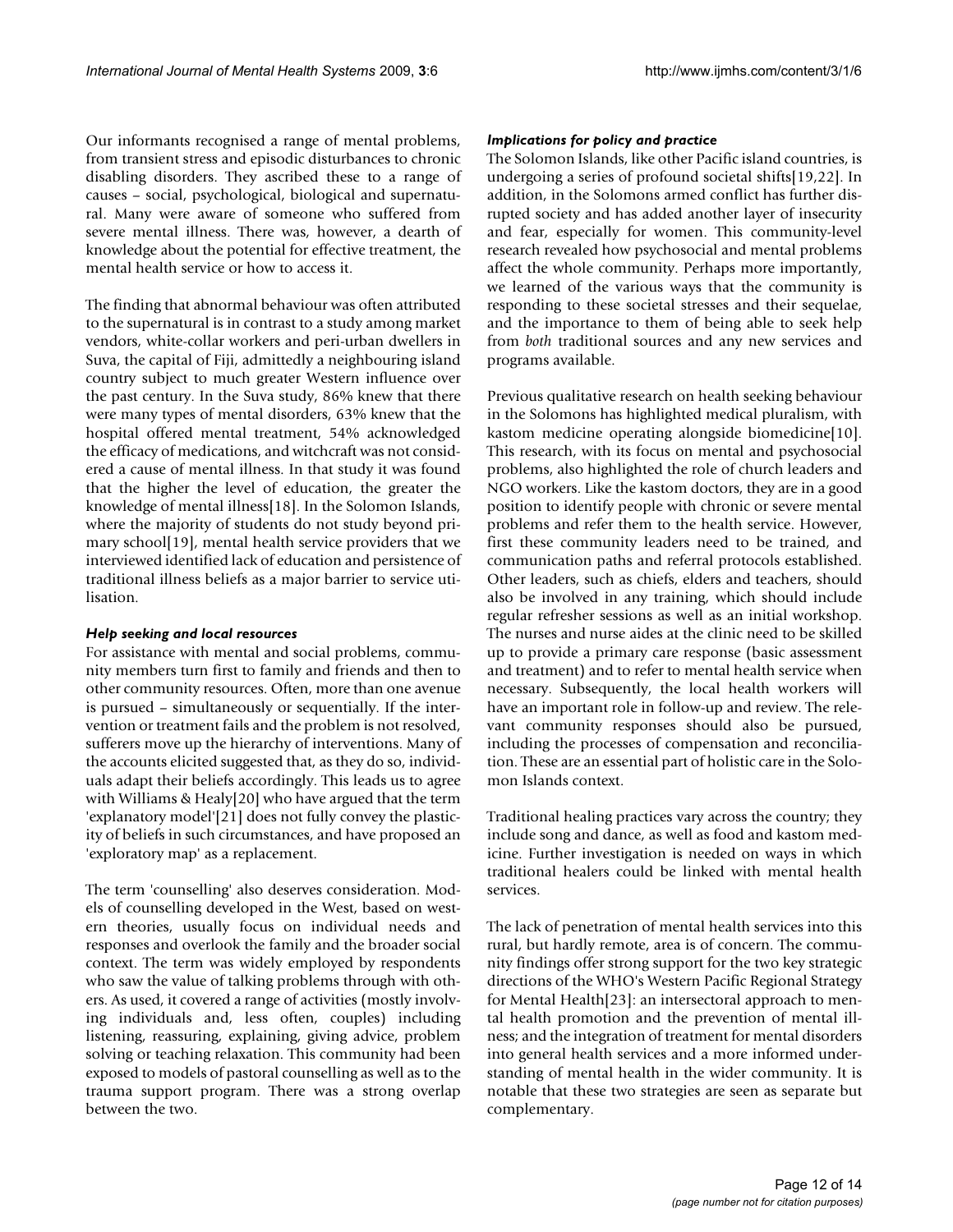Our informants recognised a range of mental problems, from transient stress and episodic disturbances to chronic disabling disorders. They ascribed these to a range of causes – social, psychological, biological and supernatural. Many were aware of someone who suffered from severe mental illness. There was, however, a dearth of knowledge about the potential for effective treatment, the mental health service or how to access it.

The finding that abnormal behaviour was often attributed to the supernatural is in contrast to a study among market vendors, white-collar workers and peri-urban dwellers in Suva, the capital of Fiji, admittedly a neighbouring island country subject to much greater Western influence over the past century. In the Suva study, 86% knew that there were many types of mental disorders, 63% knew that the hospital offered mental treatment, 54% acknowledged the efficacy of medications, and witchcraft was not considered a cause of mental illness. In that study it was found that the higher the level of education, the greater the knowledge of mental illness[18]. In the Solomon Islands, where the majority of students do not study beyond primary school[19], mental health service providers that we interviewed identified lack of education and persistence of traditional illness beliefs as a major barrier to service utilisation.

### *Help seeking and local resources*

For assistance with mental and social problems, community members turn first to family and friends and then to other community resources. Often, more than one avenue is pursued – simultaneously or sequentially. If the intervention or treatment fails and the problem is not resolved, sufferers move up the hierarchy of interventions. Many of the accounts elicited suggested that, as they do so, individuals adapt their beliefs accordingly. This leads us to agree with Williams & Healy[20] who have argued that the term 'explanatory model'[21] does not fully convey the plasticity of beliefs in such circumstances, and have proposed an 'exploratory map' as a replacement.

The term 'counselling' also deserves consideration. Models of counselling developed in the West, based on western theories, usually focus on individual needs and responses and overlook the family and the broader social context. The term was widely employed by respondents who saw the value of talking problems through with others. As used, it covered a range of activities (mostly involving individuals and, less often, couples) including listening, reassuring, explaining, giving advice, problem solving or teaching relaxation. This community had been exposed to models of pastoral counselling as well as to the trauma support program. There was a strong overlap between the two.

### *Implications for policy and practice*

The Solomon Islands, like other Pacific island countries, is undergoing a series of profound societal shifts[19,22]. In addition, in the Solomons armed conflict has further disrupted society and has added another layer of insecurity and fear, especially for women. This community-level research revealed how psychosocial and mental problems affect the whole community. Perhaps more importantly, we learned of the various ways that the community is responding to these societal stresses and their sequelae, and the importance to them of being able to seek help from *both* traditional sources and any new services and programs available.

Previous qualitative research on health seeking behaviour in the Solomons has highlighted medical pluralism, with kastom medicine operating alongside biomedicine[10]. This research, with its focus on mental and psychosocial problems, also highlighted the role of church leaders and NGO workers. Like the kastom doctors, they are in a good position to identify people with chronic or severe mental problems and refer them to the health service. However, first these community leaders need to be trained, and communication paths and referral protocols established. Other leaders, such as chiefs, elders and teachers, should also be involved in any training, which should include regular refresher sessions as well as an initial workshop. The nurses and nurse aides at the clinic need to be skilled up to provide a primary care response (basic assessment and treatment) and to refer to mental health service when necessary. Subsequently, the local health workers will have an important role in follow-up and review. The relevant community responses should also be pursued, including the processes of compensation and reconciliation. These are an essential part of holistic care in the Solomon Islands context.

Traditional healing practices vary across the country; they include song and dance, as well as food and kastom medicine. Further investigation is needed on ways in which traditional healers could be linked with mental health services.

The lack of penetration of mental health services into this rural, but hardly remote, area is of concern. The community findings offer strong support for the two key strategic directions of the WHO's Western Pacific Regional Strategy for Mental Health[23]: an intersectoral approach to mental health promotion and the prevention of mental illness; and the integration of treatment for mental disorders into general health services and a more informed understanding of mental health in the wider community. It is notable that these two strategies are seen as separate but complementary.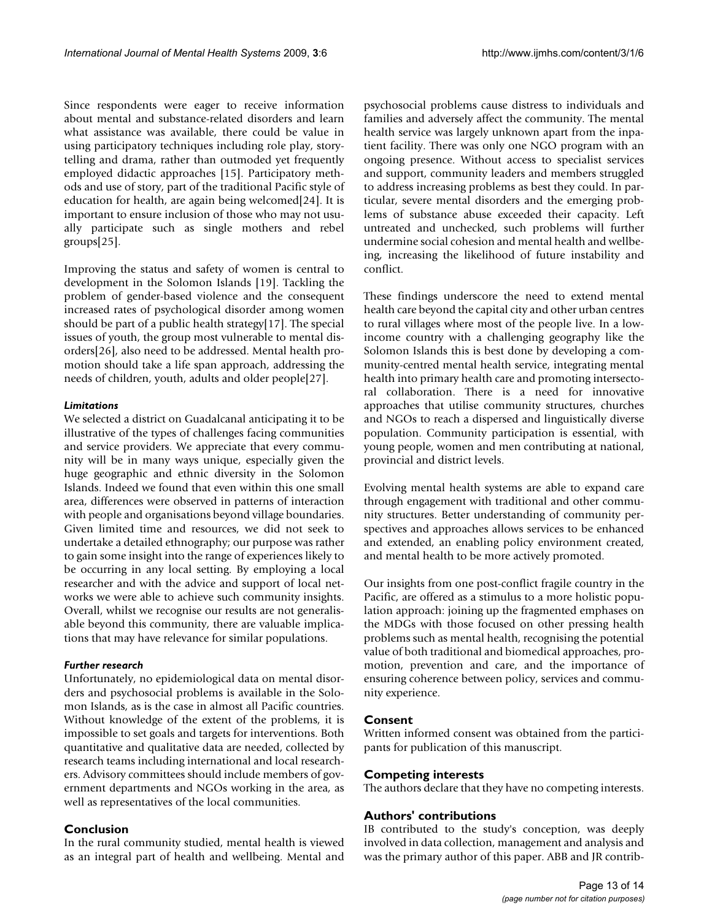Since respondents were eager to receive information about mental and substance-related disorders and learn what assistance was available, there could be value in using participatory techniques including role play, story-telling and drama, rather than outmoded yet frequently employed didactic approaches [15]. Participatory methods and use of story, part of the traditional Pacific style of education for health, are again being welcomed[24]. It is important to ensure inclusion of those who may not usually participate such as single mothers and rebel groups[25].

Improving the status and safety of women is central to development in the Solomon Islands [19]. Tackling the problem of gender-based violence and the consequent increased rates of psychological disorder among women should be part of a public health strategy[17]. The special issues of youth, the group most vulnerable to mental disorders[26], also need to be addressed. Mental health promotion should take a life span approach, addressing the needs of children, youth, adults and older people[27].

### *Limitations*

We selected a district on Guadalcanal anticipating it to be illustrative of the types of challenges facing communities and service providers. We appreciate that every community will be in many ways unique, especially given the huge geographic and ethnic diversity in the Solomon Islands. Indeed we found that even within this one small area, differences were observed in patterns of interaction with people and organisations beyond village boundaries. Given limited time and resources, we did not seek to undertake a detailed ethnography; our purpose was rather to gain some insight into the range of experiences likely to be occurring in any local setting. By employing a local researcher and with the advice and support of local networks we were able to achieve such community insights. Overall, whilst we recognise our results are not generalisable beyond this community, there are valuable implications that may have relevance for similar populations.

### *Further research*

Unfortunately, no epidemiological data on mental disorders and psychosocial problems is available in the Solomon Islands, as is the case in almost all Pacific countries. Without knowledge of the extent of the problems, it is impossible to set goals and targets for interventions. Both quantitative and qualitative data are needed, collected by research teams including international and local researchers. Advisory committees should include members of government departments and NGOs working in the area, as well as representatives of the local communities.

## Conclusion

In the rural community studied, mental health is viewed as an integral part of health and wellbeing. Mental and psychosocial problems cause distress to individuals and families and adversely affect the community. The mental health service was largely unknown apart from the inpatient facility. There was only one NGO program with an ongoing presence. Without access to specialist services and support, community leaders and members struggled to address increasing problems as best they could. In particular, severe mental disorders and the emerging problems of substance abuse exceeded their capacity. Left untreated and unchecked, such problems will further undermine social cohesion and mental health and wellbeing, increasing the likelihood of future instability and conflict.

These findings underscore the need to extend mental health care beyond the capital city and other urban centres to rural villages where most of the people live. In a low-income country with a challenging geography like the Solomon Islands this is best done by developing a community-centred mental health service, integrating mental health into primary health care and promoting intersectoral collaboration. There is a need for innovative approaches that utilise community structures, churches and NGOs to reach a dispersed and linguistically diverse population. Community participation is essential, with young people, women and men contributing at national, provincial and district levels.

Evolving mental health systems are able to expand care through engagement with traditional and other community structures. Better understanding of community perspectives and approaches allows services to be enhanced and extended, an enabling policy environment created, and mental health to be more actively promoted.

Our insights from one post-conflict fragile country in the Pacific, are offered as a stimulus to a more holistic population approach: joining up the fragmented emphases on the MDGs with those focused on other pressing health problems such as mental health, recognising the potential value of both traditional and biomedical approaches, promotion, prevention and care, and the importance of ensuring coherence between policy, services and community experience.

## Consent

Written informed consent was obtained from the participants for publication of this manuscript.

## Competing interests

The authors declare that they have no competing interests.

## Authors' contributions

IB contributed to the study's conception, was deeply involved in data collection, management and analysis and was the primary author of this paper. ABB and JR contrib-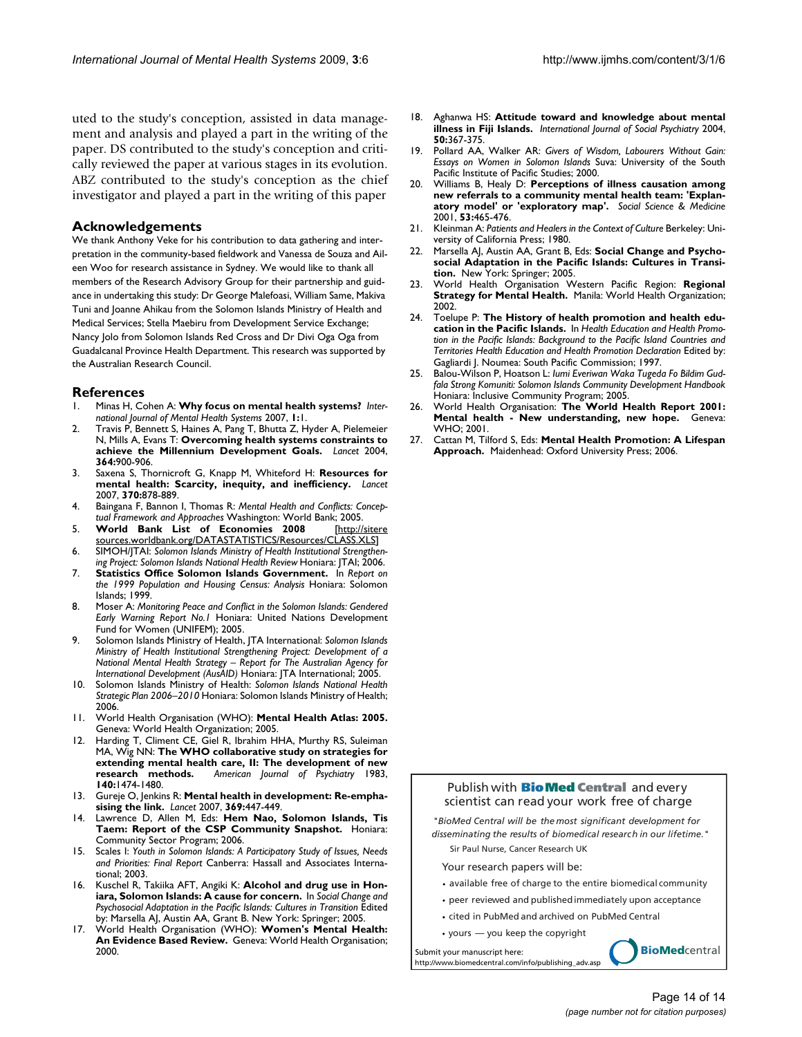uted to the study's conception, assisted in data management and analysis and played a part in the writing of the paper. DS contributed to the study's conception and critically reviewed the paper at various stages in its evolution. ABZ contributed to the study's conception as the chief investigator and played a part in the writing of this paper

## Acknowledgements

We thank Anthony Veke for his contribution to data gathering and interpretation in the community-based fieldwork and Vanessa de Souza and Aileen Woo for research assistance in Sydney. We would like to thank all members of the Research Advisory Group for their partnership and guidance in undertaking this study: Dr George Malefoasi, William Same, Makiva Tuni and Joanne Ahikau from the Solomon Islands Ministry of Health and Medical Services; Stella Maebiru from Development Service Exchange; Nancy Jolo from Solomon Islands Red Cross and Dr Divi Oga Oga from Guadalcanal Province Health Department. This research was supported by the Australian Research Council.

## References

1. Minas H, Cohen A: **Why focus on mental health systems?** *International Journal of Mental Health Systems* 2007, **1:**1.
2. Travis P, Bennett S, Haines A, Pang T, Bhutta Z, Hyder A, Pielemeier N, Mills A, Evans T: **Overcoming health systems constraints to achieve the Millennium Development Goals.** *Lancet* 2004, **364:**900-906.
3. Saxena S, Thornicroft G, Knapp M, Whiteford H: **Resources for mental health: Scarcity, inequity, and inefficiency.** *Lancet* 2007, **370:**878-889.
4. Baingana F, Bannon I, Thomas R: *Mental Health and Conflicts: Conceptual Framework and Approaches* Washington: World Bank; 2005.
5. **World Bank List of Economies 2008** [http://siteresources.worldbank.org/DATASTATISTICS/Resources/CLASS.XLS]
6. SIMOH/JTAI: *Solomon Islands Ministry of Health Institutional Strengthening Project: Solomon Islands National Health Review* Honiara: JTAI; 2006.
7. **Statistics Office Solomon Islands Government.** In *Report on the 1999 Population and Housing Census: Analysis* Honiara: Solomon Islands; 1999.
8. Moser A: *Monitoring Peace and Conflict in the Solomon Islands: Gendered Early Warning Report No.1* Honiara: United Nations Development Fund for Women (UNIFEM); 2005.
9. Solomon Islands Ministry of Health, JTA International: *Solomon Islands Ministry of Health Institutional Strengthening Project: Development of a National Mental Health Strategy – Report for The Australian Agency for International Development (AusAID)* Honiara: JTA International; 2005.
10. Solomon Islands Ministry of Health: *Solomon Islands National Health Strategic Plan 2006–2010* Honiara: Solomon Islands Ministry of Health; 2006.
11. World Health Organisation (WHO): **Mental Health Atlas: 2005.** Geneva: World Health Organization; 2005.
12. Harding T, Climent CE, Giel R, Ibrahim HHA, Murthy RS, Suleiman MA, Wig NN: **The WHO collaborative study on strategies for extending mental health care, II: The development of new research methods.** *American Journal of Psychiatry* 1983, **140:**1474-1480.
13. Gureje O, Jenkins R: **Mental health in development: Re-emphasising the link.** *Lancet* 2007, **369:**447-449.
14. Lawrence D, Allen M, Eds: **Hem Nao, Solomon Islands, Tis Taem: Report of the CSP Community Snapshot.** Honiara: Community Sector Program; 2006.
15. Scales I: *Youth in Solomon Islands: A Participatory Study of Issues, Needs and Priorities: Final Report* Canberra: Hassall and Associates International; 2003.
16. Kuschel R, Takiika AFT, Angiki K: **Alcohol and drug use in Honiara, Solomon Islands: A cause for concern.** In *Social Change and Psychosocial Adaptation in the Pacific Islands: Cultures in Transition* Edited by: Marsella AJ, Austin AA, Grant B. New York: Springer; 2005.
17. World Health Organisation (WHO): **Women's Mental Health: An Evidence Based Review.** Geneva: World Health Organisation; 2000.
18. Aghanwa HS: **Attitude toward and knowledge about mental illness in Fiji Islands.** *International Journal of Social Psychiatry* 2004, **50:**367-375.
19. Pollard AA, Walker AR: *Givers of Wisdom, Labourers Without Gain: Essays on Women in Solomon Islands* Suva: University of the South Pacific Institute of Pacific Studies; 2000.
20. Williams B, Healy D: **Perceptions of illness causation among new referrals to a community mental health team: 'Explanatory model' or 'exploratory map'.** *Social Science & Medicine* 2001, **53:**465-476.
21. Kleinman A: *Patients and Healers in the Context of Culture* Berkeley: University of California Press; 1980.
22. Marsella AJ, Austin AA, Grant B, Eds: **Social Change and Psychosocial Adaptation in the Pacific Islands: Cultures in Transition.** New York: Springer; 2005.
23. World Health Organisation Western Pacific Region: **Regional Strategy for Mental Health.** Manila: World Health Organization; 2002.
24. Toelupe P: **The History of health promotion and health education in the Pacific Islands.** In *Health Education and Health Promotion in the Pacific Islands: Background to the Pacific Island Countries and Territories Health Education and Health Promotion Declaration* Edited by: Gagliardi J. Noumea: South Pacific Commission; 1997.
25. Balou-Wilson P, Hoatson L: *Iumi Everiwan Waka Tugeda Fo Bildim Gudfala Strong Komuniti: Solomon Islands Community Development Handbook* Honiara: Inclusive Community Program; 2005.
26. World Health Organisation: **The World Health Report 2001: Mental health - New understanding, new hope.** Geneva: WHO; 2001.
27. Cattan M, Tilford S, Eds: **Mental Health Promotion: A Lifespan Approach.** Maidenhead: Oxford University Press; 2006.

Publish with **BioMed Central** and every scientist can read your work free of charge

*"BioMed Central will be the most significant development for disseminating the results of biomedical research in our lifetime."*

Sir Paul Nurse, Cancer Research UK

Your research papers will be:

- available free of charge to the entire biomedical community
- peer reviewed and published immediately upon acceptance
- cited in PubMed and archived on PubMed Central
- yours — you keep the copyright

Submit your manuscript here:
http://www.biomedcentral.com/info/publishing_adv.asp

BioMedcentral